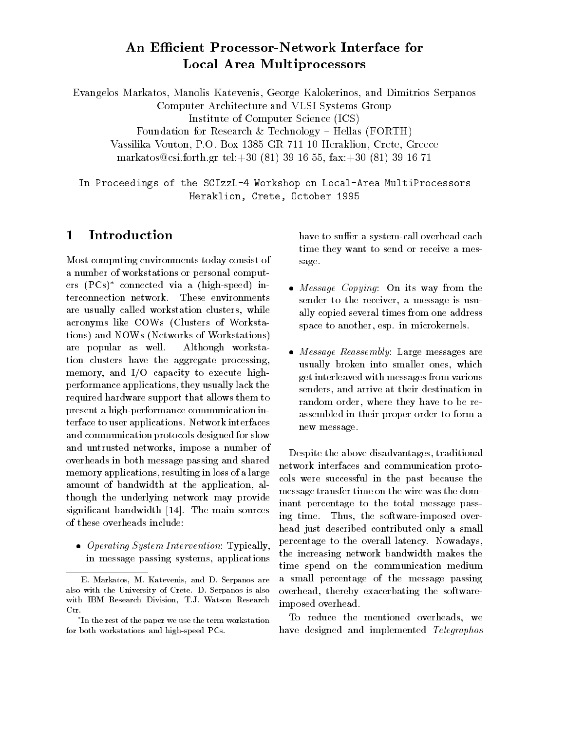# An Efficient Processor-Network Interface for Local Area Multiprocessors

Evangelos Markatos, Manolis Katevenis, George Kalokerinos, and Dimitrios Serpanos
Computer Architecture and VLSI Systems Group
Institute of Computer Science (ICS)
Foundation for Research & Technology – Hellas (FORTH)
Vassilika Vouton, P.O. Box 1385 GR 711 10 Heraklion, Crete, Greece
markatos@csi.forth.gr tel:+30 (81) 39 16 55, fax:+30 (81) 39 16 71

In Proceedings of the SCIzzL-4 Workshop on Local-Area MultiProcessors
Heraklion, Crete, October 1995

## 1 Introduction

Most computing environments today consist of a number of workstations or personal computers (PCs)* connected via a (high-speed) interconnection network. These environments are usually called workstation clusters, while acronyms like COWs (Clusters of Workstations) and NOWs (Networks of Workstations) are popular as well. Although workstation clusters have the aggregate processing, memory, and I/O capacity to execute high-performance applications, they usually lack the required hardware support that allows them to present a high-performance communication interface to user applications. Network interfaces and communication protocols designed for slow and untrusted networks, impose a number of overheads in both message passing and shared memory applications, resulting in loss of a large amount of bandwidth at the application, although the underlying network may provide significant bandwidth [14]. The main sources of these overheads include:

- *Operating System Intervention*: Typically, in message passing systems, applications have to suffer a system-call overhead each time they want to send or receive a message.
- *Message Copying*: On its way from the sender to the receiver, a message is usually copied several times from one address space to another, esp. in microkernels.
- *Message Reassembly*: Large messages are usually broken into smaller ones, which get interleaved with messages from various senders, and arrive at their destination in random order, where they have to be reassembled in their proper order to form a new message.

Despite the above disadvantages, traditional network interfaces and communication protocols were successful in the past because the message transfer time on the wire was the dominant percentage to the total message passing time. Thus, the software-imposed overhead just described contributed only a small percentage to the overall latency. Nowadays, the increasing network bandwidth makes the time spend on the communication medium a small percentage of the message passing overhead, thereby exacerbating the software-imposed overhead.

To reduce the mentioned overheads, we have designed and implemented *Telegraphos*

E. Markatos, M. Katevenis, and D. Serpanos are also with the University of Crete. D. Serpanos is also with IBM Research Division, T.J. Watson Research Ctr.

*In the rest of the paper we use the term workstation for both workstations and high-speed PCs.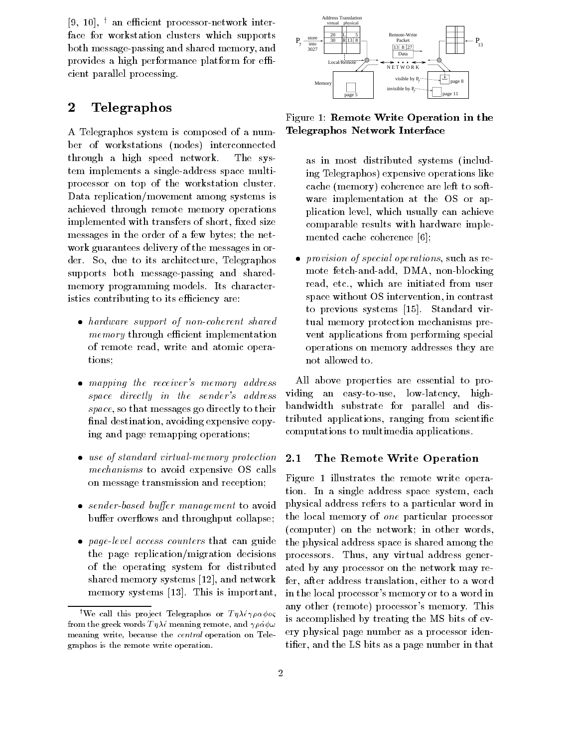[9, 10], † an efficient processor-network interface for workstation clusters which supports both message-passing and shared memory, and provides a high performance platform for efficient parallel processing.

## 2 Telegraphos

A Telegraphos system is composed of a number of workstations (nodes) interconnected through a high speed network. The system implements a single-address space multiprocessor on top of the workstation cluster. Data replication/movement among systems is achieved through remote memory operations implemented with transfers of short, fixed size messages in the order of a few bytes; the network guarantees delivery of the messages in order. So, due to its architecture, Telegraphos supports both message-passing and shared-memory programming models. Its characteristics contributing to its efficiency are:

- *hardware support of non-coherent shared memory* through efficient implementation of remote read, write and atomic operations;
- *mapping the receiver's memory address space directly in the sender's address space*, so that messages go directly to their final destination, avoiding expensive copying and page remapping operations;
- *use of standard virtual-memory protection mechanisms* to avoid expensive OS calls on message transmission and reception;
- *sender-based buffer management* to avoid buffer overflows and throughput collapse;
- *page-level access counters* that can guide the page replication/migration decisions of the operating system for distributed shared memory systems [12], and network memory systems [13]. This is important, as in most distributed systems (including Telegraphos) expensive operations like cache (memory) coherence are left to software implementation at the OS or application level, which usually can achieve comparable results with hardware implemented cache coherence [6];
- *provision of special operations*, such as remote fetch-and-add, DMA, non-blocking read, etc., which are initiated from user space without OS intervention, in contrast to previous systems [15]. Standard virtual memory protection mechanisms prevent applications from performing special operations on memory addresses they are not allowed to.

All above properties are essential to providing an easy-to-use, low-latency, high-bandwidth substrate for parallel and distributed applications, ranging from scientific computations to multimedia applications.

†We call this project Telegraphos or Τηλέγραφος from the greek words Τηλέ meaning remote, and γράφω meaning write, because the *central* operation on Telegraphos is the remote write operation.

**Figure 1: Remote Write Operation in the Telegraphos Network Interface**

### 2.1 The Remote Write Operation

Figure 1 illustrates the remote write operation. In a single address space system, each physical address refers to a particular word in the local memory of *one* particular processor (computer) on the network; in other words, the physical address space is shared among the processors. Thus, any virtual address generated by any processor on the network may refer, after address translation, either to a word in the local processor's memory or to a word in any other (remote) processor's memory. This is accomplished by treating the MS bits of every physical page number as a processor identifier, and the LS bits as a page number in that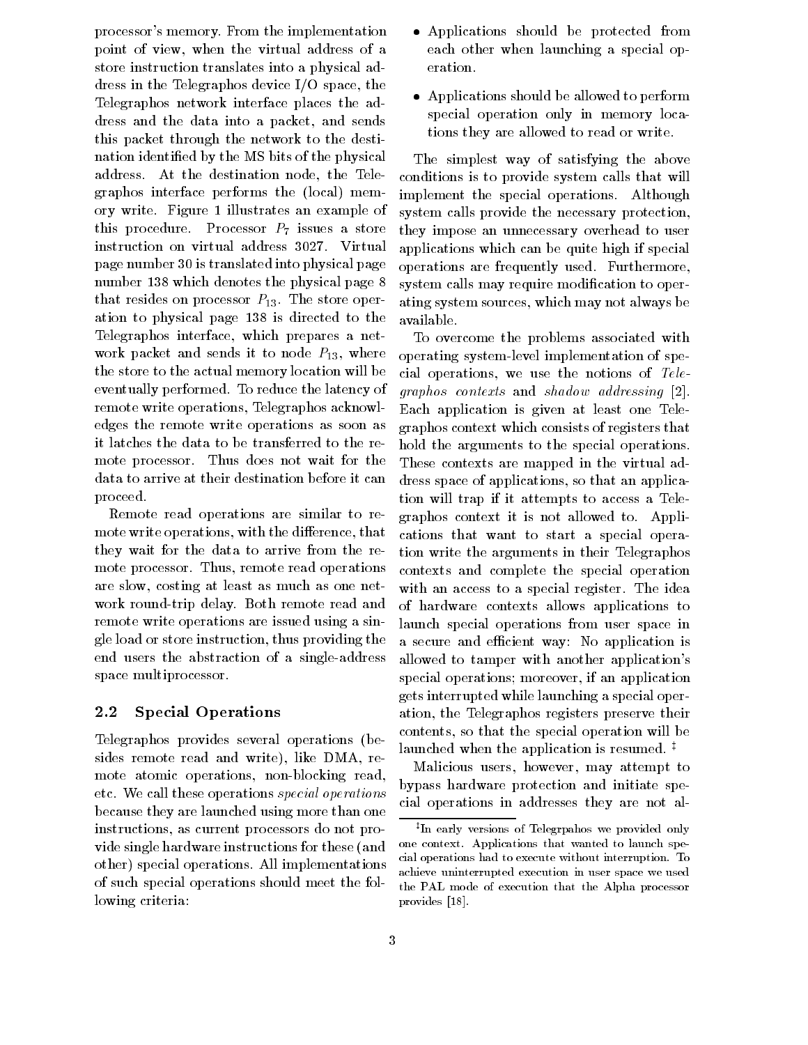processor's memory. From the implementation point of view, when the virtual address of a store instruction translates into a physical address in the Telegraphos device I/O space, the Telegraphos network interface places the address and the data into a packet, and sends this packet through the network to the destination identified by the MS bits of the physical address. At the destination node, the Telegraphos interface performs the (local) memory write. Figure 1 illustrates an example of this procedure. Processor $P_7$ issues a store instruction on virtual address 3027. Virtual page number 30 is translated into physical page number 138 which denotes the physical page 8 that resides on processor $P_{13}$. The store operation to physical page 138 is directed to the Telegraphos interface, which prepares a network packet and sends it to node $P_{13}$, where the store to the actual memory location will be eventually performed. To reduce the latency of remote write operations, Telegraphos acknowledges the remote write operations as soon as it latches the data to be transferred to the remote processor. Thus does not wait for the data to arrive at their destination before it can proceed.

Remote read operations are similar to remote write operations, with the difference, that they wait for the data to arrive from the remote processor. Thus, remote read operations are slow, costing at least as much as one network round-trip delay. Both remote read and remote write operations are issued using a single load or store instruction, thus providing the end users the abstraction of a single-address space multiprocessor.

## 2.2 Special Operations

Telegraphos provides several operations (besides remote read and write), like DMA, remote atomic operations, non-blocking read, etc. We call these operations *special operations* because they are launched using more than one instructions, as current processors do not provide single hardware instructions for these (and other) special operations. All implementations of such special operations should meet the following criteria:

- Applications should be protected from each other when launching a special operation.
- Applications should be allowed to perform special operation only in memory locations they are allowed to read or write.

The simplest way of satisfying the above conditions is to provide system calls that will implement the special operations. Although system calls provide the necessary protection, they impose an unnecessary overhead to user applications which can be quite high if special operations are frequently used. Furthermore, system calls may require modification to operating system sources, which may not always be available.

To overcome the problems associated with operating system-level implementation of special operations, we use the notions of *Telegraphos contexts* and *shadow addressing* [2]. Each application is given at least one Telegraphos context which consists of registers that hold the arguments to the special operations. These contexts are mapped in the virtual address space of applications, so that an application will trap if it attempts to access a Telegraphos context it is not allowed to. Applications that want to start a special operation write the arguments in their Telegraphos contexts and complete the special operation with an access to a special register. The idea of hardware contexts allows applications to launch special operations from user space in a secure and efficient way: No application is allowed to tamper with another application's special operations; moreover, if an application gets interrupted while launching a special operation, the Telegraphos registers preserve their contents, so that the special operation will be launched when the application is resumed. [‡]

Malicious users, however, may attempt to bypass hardware protection and initiate special operations in addresses they are not al-

[‡] In early versions of Telegrpahos we provided only one context. Applications that wanted to launch special operations had to execute without interruption. To achieve uninterrupted execution in user space we used the PAL mode of execution that the Alpha processor provides [18].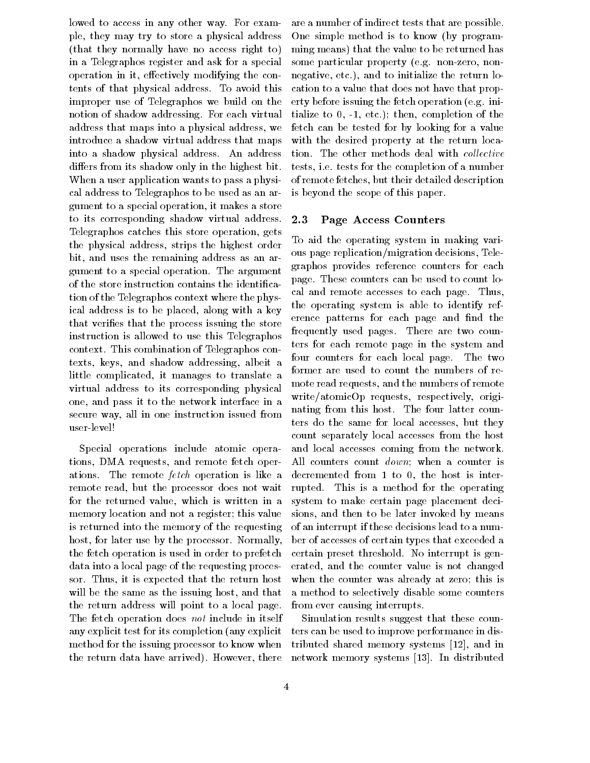lowed to access in any other way. For example, they may try to store a physical address (that they normally have no access right to) in a Telegraphos register and ask for a special operation in it, effectively modifying the contents of that physical address. To avoid this improper use of Telegraphos we build on the notion of shadow addressing. For each virtual address that maps into a physical address, we introduce a shadow virtual address that maps into a shadow physical address. An address differs from its shadow only in the highest bit. When a user application wants to pass a physical address to Telegraphos to be used as an argument to a special operation, it makes a store to its corresponding shadow virtual address. Telegraphos catches this store operation, gets the physical address, strips the highest order bit, and uses the remaining address as an argument to a special operation. The argument of the store instruction contains the identification of the Telegraphos context where the physical address is to be placed, along with a key that verifies that the process issuing the store instruction is allowed to use this Telegraphos context. This combination of Telegraphos contexts, keys, and shadow addressing, albeit a little complicated, it manages to translate a virtual address to its corresponding physical one, and pass it to the network interface in a secure way, all in one instruction issued from user-level!

Special operations include atomic operations, DMA requests, and remote fetch operations. The remote *fetch* operation is like a remote read, but the processor does not wait for the returned value, which is written in a memory location and not a register; this value is returned into the memory of the requesting host, for later use by the processor. Normally, the fetch operation is used in order to prefetch data into a local page of the requesting processor. Thus, it is expected that the return host will be the same as the issuing host, and that the return address will point to a local page. The fetch operation does *not* include in itself any explicit test for its completion (any explicit method for the issuing processor to know when the return data have arrived). However, there are a number of indirect tests that are possible. One simple method is to know (by programming means) that the value to be returned has some particular property (e.g. non-zero, non-negative, etc.), and to initialize the return location to a value that does not have that property before issuing the fetch operation (e.g. initialize to 0, -1, etc.); then, completion of the fetch can be tested for by looking for a value with the desired property at the return location. The other methods deal with *collective* tests, i.e. tests for the completion of a number of remote fetches, but their detailed description is beyond the scope of this paper.

### 2.3 Page Access Counters

To aid the operating system in making various page replication/migration decisions, Telegraphos provides reference counters for each page. These counters can be used to count local and remote accesses to each page. Thus, the operating system is able to identify reference patterns for each page and find the frequently used pages. There are two counters for each remote page in the system and four counters for each local page. The two former are used to count the numbers of remote read requests, and the numbers of remote write/atomicOp requests, respectively, originating from this host. The four latter counters do the same for local accesses, but they count separately local accesses from the host and local accesses coming from the network. All counters count *down*; when a counter is decremented from 1 to 0, the host is interrupted. This is a method for the operating system to make certain page placement decisions, and then to be later invoked by means of an interrupt if these decisions lead to a number of accesses of certain types that exceeded a certain preset threshold. No interrupt is generated, and the counter value is not changed when the counter was already at zero; this is a method to selectively disable some counters from ever causing interrupts.

Simulation results suggest that these counters can be used to improve performance in distributed shared memory systems [12], and in network memory systems [13]. In distributed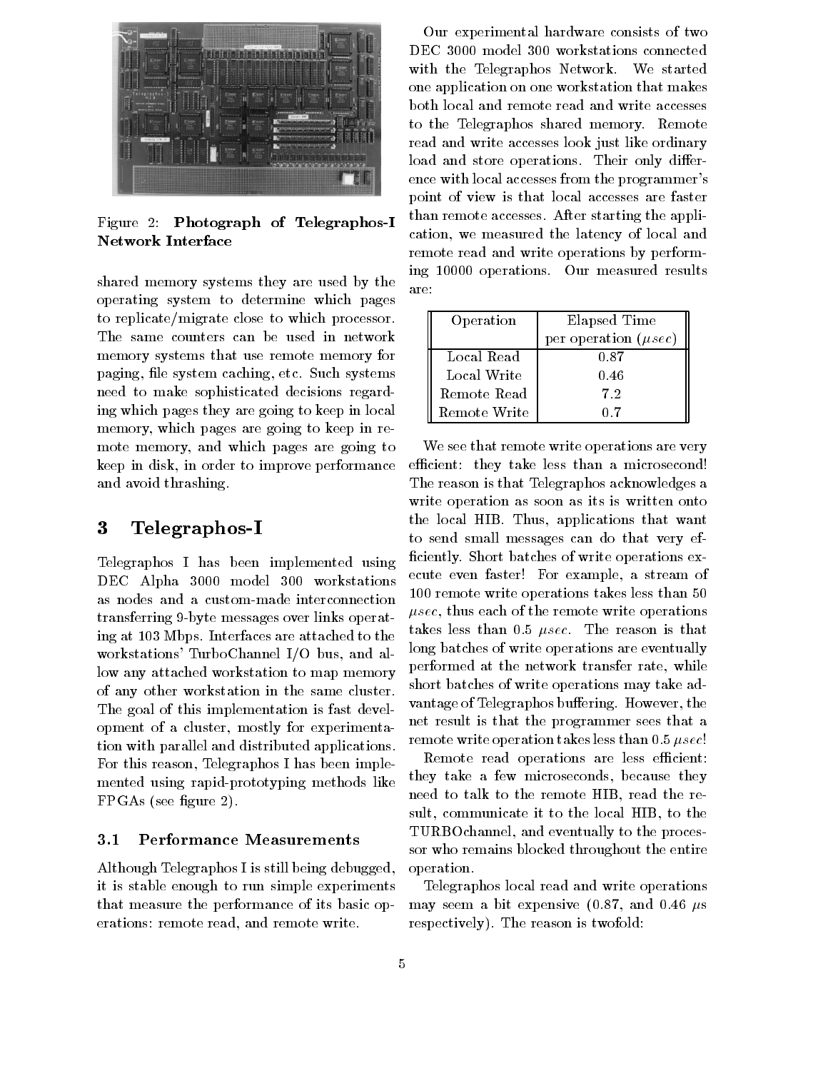Figure 2: **Photograph of Telegraphos-I Network Interface**

shared memory systems they are used by the operating system to determine which pages to replicate/migrate close to which processor. The same counters can be used in network memory systems that use remote memory for paging, file system caching, etc. Such systems need to make sophisticated decisions regarding which pages they are going to keep in local memory, which pages are going to keep in remote memory, and which pages are going to keep in disk, in order to improve performance and avoid thrashing.

# 3 Telegraphos-I

Telegraphos I has been implemented using DEC Alpha 3000 model 300 workstations as nodes and a custom-made interconnection transferring 9-byte messages over links operating at 103 Mbps. Interfaces are attached to the workstations' TurboChannel I/O bus, and allow any attached workstation to map memory of any other workstation in the same cluster. The goal of this implementation is fast development of a cluster, mostly for experimentation with parallel and distributed applications. For this reason, Telegraphos I has been implemented using rapid-prototyping methods like FPGAs (see figure 2).

## 3.1 Performance Measurements

Although Telegraphos I is still being debugged, it is stable enough to run simple experiments that measure the performance of its basic operations: remote read, and remote write.

Our experimental hardware consists of two DEC 3000 model 300 workstations connected with the Telegraphos Network. We started one application on one workstation that makes both local and remote read and write accesses to the Telegraphos shared memory. Remote read and write accesses look just like ordinary load and store operations. Their only difference with local accesses from the programmer's point of view is that local accesses are faster than remote accesses. After starting the application, we measured the latency of local and remote read and write operations by performing 10000 operations. Our measured results are:

| Operation | Elapsed Time per operation ($\mu sec$) |
|---|---|
| Local Read | 0.87 |
| Local Write | 0.46 |
| Remote Read | 7.2 |
| Remote Write | 0.7 |

We see that remote write operations are very efficient: they take less than a microsecond! The reason is that Telegraphos acknowledges a write operation as soon as its is written onto the local HIB. Thus, applications that want to send small messages can do that very efficiently. Short batches of write operations execute even faster! For example, a stream of 100 remote write operations takes less than 50 $\mu sec$, thus each of the remote write operations takes less than 0.5 $\mu sec$. The reason is that long batches of write operations are eventually performed at the network transfer rate, while short batches of write operations may take advantage of Telegraphos buffering. However, the net result is that the programmer sees that a remote write operation takes less than 0.5 $\mu sec$!

Remote read operations are less efficient: they take a few microseconds, because they need to talk to the remote HIB, read the result, communicate it to the local HIB, to the TURBOchannel, and eventually to the processor who remains blocked throughout the entire operation.

Telegraphos local read and write operations may seem a bit expensive (0.87, and 0.46 $\mu s$ respectively). The reason is twofold: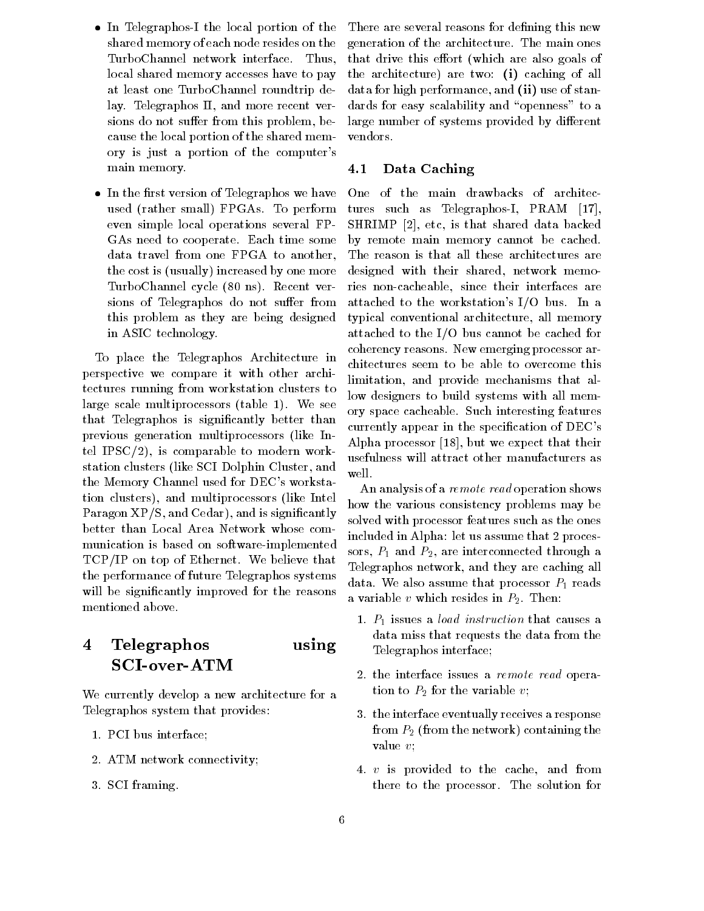- In Telegraphos-I the local portion of the shared memory of each node resides on the TurboChannel network interface. Thus, local shared memory accesses have to pay at least one TurboChannel roundtrip delay. Telegraphos II, and more recent versions do not suffer from this problem, because the local portion of the shared memory is just a portion of the computer's main memory.

- In the first version of Telegraphos we have used (rather small) FPGAs. To perform even simple local operations several FPGAs need to cooperate. Each time some data travel from one FPGA to another, the cost is (usually) increased by one more TurboChannel cycle (80 ns). Recent versions of Telegraphos do not suffer from this problem as they are being designed in ASIC technology.

To place the Telegraphos Architecture in perspective we compare it with other architectures running from workstation clusters to large scale multiprocessors (table 1). We see that Telegraphos is significantly better than previous generation multiprocessors (like Intel IPSC/2), is comparable to modern workstation clusters (like SCI Dolphin Cluster, and the Memory Channel used for DEC's workstation clusters), and multiprocessors (like Intel Paragon XP/S, and Cedar), and is significantly better than Local Area Network whose communication is based on software-implemented TCP/IP on top of Ethernet. We believe that the performance of future Telegraphos systems will be significantly improved for the reasons mentioned above.

# 4 Telegraphos using SCI-over-ATM

We currently develop a new architecture for a Telegraphos system that provides:

1. PCI bus interface;
2. ATM network connectivity;
3. SCI framing.

There are several reasons for defining this new generation of the architecture. The main ones that drive this effort (which are also goals of the architecture) are two: **(i)** caching of all data for high performance, and **(ii)** use of standards for easy scalability and "openness" to a large number of systems provided by different vendors.

## 4.1 Data Caching

One of the main drawbacks of architectures such as Telegraphos-I, PRAM [17], SHRIMP [2], etc, is that shared data backed by remote main memory cannot be cached. The reason is that all these architectures are designed with their shared, network memories non-cacheable, since their interfaces are attached to the workstation's I/O bus. In a typical conventional architecture, all memory attached to the I/O bus cannot be cached for coherency reasons. New emerging processor architectures seem to be able to overcome this limitation, and provide mechanisms that allow designers to build systems with all memory space cacheable. Such interesting features currently appear in the specification of DEC's Alpha processor [18], but we expect that their usefulness will attract other manufacturers as well.

An analysis of a *remote read* operation shows how the various consistency problems may be solved with processor features such as the ones included in Alpha: let us assume that 2 processors, $P_1$ and $P_2$, are interconnected through a Telegraphos network, and they are caching all data. We also assume that processor $P_1$ reads a variable $v$ which resides in $P_2$. Then:

1. $P_1$ issues a *load instruction* that causes a data miss that requests the data from the Telegraphos interface;
2. the interface issues a *remote read* operation to $P_2$ for the variable $v$;
3. the interface eventually receives a response from $P_2$ (from the network) containing the value $v$;
4. $v$ is provided to the cache, and from there to the processor. The solution for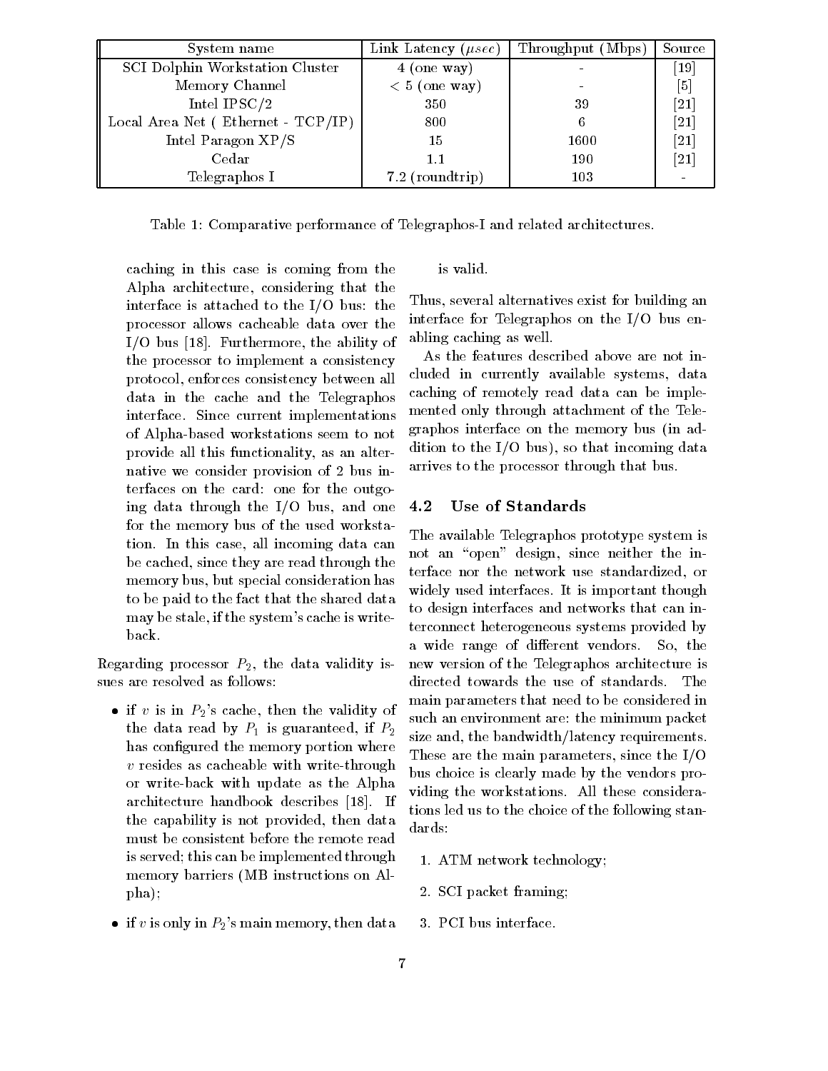| System name | Link Latency ($\mu sec$) | Throughput (Mbps) | Source |
|---|---|---|---|
| SCI Dolphin Workstation Cluster | 4 (one way) | - | [19] |
| Memory Channel | $< 5$ (one way) | - | [5] |
| Intel IPSC/2 | 350 | 39 | [21] |
| Local Area Net ( Ethernet - TCP/IP) | 800 | 6 | [21] |
| Intel Paragon XP/S | 15 | 1600 | [21] |
| Cedar | 1.1 | 190 | [21] |
| Telegraphos I | 7.2 (roundtrip) | 103 | - |

Table 1: Comparative performance of Telegraphos-I and related architectures.

caching in this case is coming from the Alpha architecture, considering that the interface is attached to the I/O bus: the processor allows cacheable data over the I/O bus [18]. Furthermore, the ability of the processor to implement a consistency protocol, enforces consistency between all data in the cache and the Telegraphos interface. Since current implementations of Alpha-based workstations seem to not provide all this functionality, as an alternative we consider provision of 2 bus interfaces on the card: one for the outgoing data through the I/O bus, and one for the memory bus of the used workstation. In this case, all incoming data can be cached, since they are read through the memory bus, but special consideration has to be paid to the fact that the shared data may be stale, if the system's cache is write-back.

Regarding processor $P_2$, the data validity issues are resolved as follows:

- if $v$ is in $P_2$'s cache, then the validity of the data read by $P_1$ is guaranteed, if $P_2$ has configured the memory portion where $v$ resides as cacheable with write-through or write-back with update as the Alpha architecture handbook describes [18]. If the capability is not provided, then data must be consistent before the remote read is served; this can be implemented through memory barriers (MB instructions on Alpha);
- if $v$ is only in $P_2$'s main memory, then data is valid.

Thus, several alternatives exist for building an interface for Telegraphos on the I/O bus enabling caching as well.

As the features described above are not included in currently available systems, data caching of remotely read data can be implemented only through attachment of the Telegraphos interface on the memory bus (in addition to the I/O bus), so that incoming data arrives to the processor through that bus.

## 4.2 Use of Standards

The available Telegraphos prototype system is not an "open" design, since neither the interface nor the network use standardized, or widely used interfaces. It is important though to design interfaces and networks that can interconnect heterogeneous systems provided by a wide range of different vendors. So, the new version of the Telegraphos architecture is directed towards the use of standards. The main parameters that need to be considered in such an environment are: the minimum packet size and, the bandwidth/latency requirements. These are the main parameters, since the I/O bus choice is clearly made by the vendors providing the workstations. All these considerations led us to the choice of the following standards:

1. ATM network technology;
2. SCI packet framing;
3. PCI bus interface.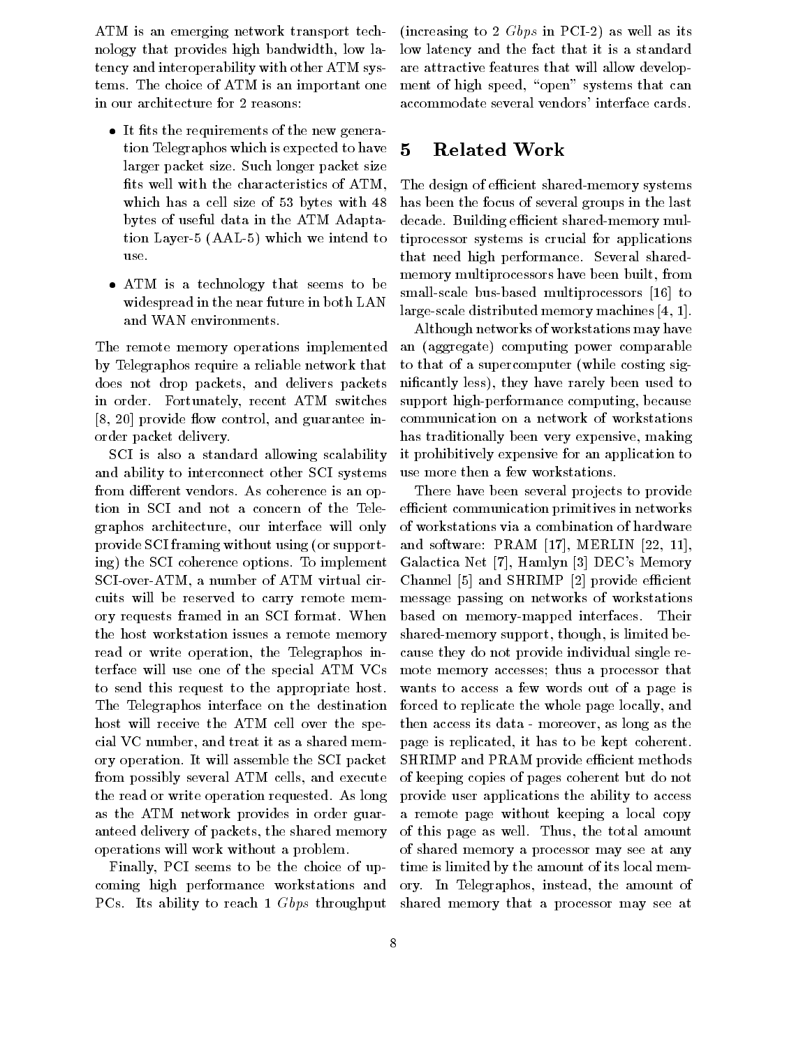ATM is an emerging network transport technology that provides high bandwidth, low latency and interoperability with other ATM systems. The choice of ATM is an important one in our architecture for 2 reasons:

- It fits the requirements of the new generation Telegraphos which is expected to have larger packet size. Such longer packet size fits well with the characteristics of ATM, which has a cell size of 53 bytes with 48 bytes of useful data in the ATM Adaptation Layer-5 (AAL-5) which we intend to use.
- ATM is a technology that seems to be widespread in the near future in both LAN and WAN environments.

The remote memory operations implemented by Telegraphos require a reliable network that does not drop packets, and delivers packets in order. Fortunately, recent ATM switches [8, 20] provide flow control, and guarantee in-order packet delivery.

SCI is also a standard allowing scalability and ability to interconnect other SCI systems from different vendors. As coherence is an option in SCI and not a concern of the Telegraphos architecture, our interface will only provide SCI framing without using (or supporting) the SCI coherence options. To implement SCI-over-ATM, a number of ATM virtual circuits will be reserved to carry remote memory requests framed in an SCI format. When the host workstation issues a remote memory read or write operation, the Telegraphos interface will use one of the special ATM VCs to send this request to the appropriate host. The Telegraphos interface on the destination host will receive the ATM cell over the special VC number, and treat it as a shared memory operation. It will assemble the SCI packet from possibly several ATM cells, and execute the read or write operation requested. As long as the ATM network provides in order guaranteed delivery of packets, the shared memory operations will work without a problem.

Finally, PCI seems to be the choice of upcoming high performance workstations and PCs. Its ability to reach 1 *Gbps* throughput (increasing to 2 *Gbps* in PCI-2) as well as its low latency and the fact that it is a standard are attractive features that will allow development of high speed, "open" systems that can accommodate several vendors' interface cards.

## 5 Related Work

The design of efficient shared-memory systems has been the focus of several groups in the last decade. Building efficient shared-memory multiprocessor systems is crucial for applications that need high performance. Several shared-memory multiprocessors have been built, from small-scale bus-based multiprocessors [16] to large-scale distributed memory machines [4, 1].

Although networks of workstations may have an (aggregate) computing power comparable to that of a supercomputer (while costing significantly less), they have rarely been used to support high-performance computing, because communication on a network of workstations has traditionally been very expensive, making it prohibitively expensive for an application to use more then a few workstations.

There have been several projects to provide efficient communication primitives in networks of workstations via a combination of hardware and software: PRAM [17], MERLIN [22, 11], Galactica Net [7], Hamlyn [3] DEC's Memory Channel [5] and SHRIMP [2] provide efficient message passing on networks of workstations based on memory-mapped interfaces. Their shared-memory support, though, is limited because they do not provide individual single remote memory accesses; thus a processor that wants to access a few words out of a page is forced to replicate the whole page locally, and then access its data - moreover, as long as the page is replicated, it has to be kept coherent. SHRIMP and PRAM provide efficient methods of keeping copies of pages coherent but do not provide user applications the ability to access a remote page without keeping a local copy of this page as well. Thus, the total amount of shared memory a processor may see at any time is limited by the amount of its local memory. In Telegraphos, instead, the amount of shared memory that a processor may see at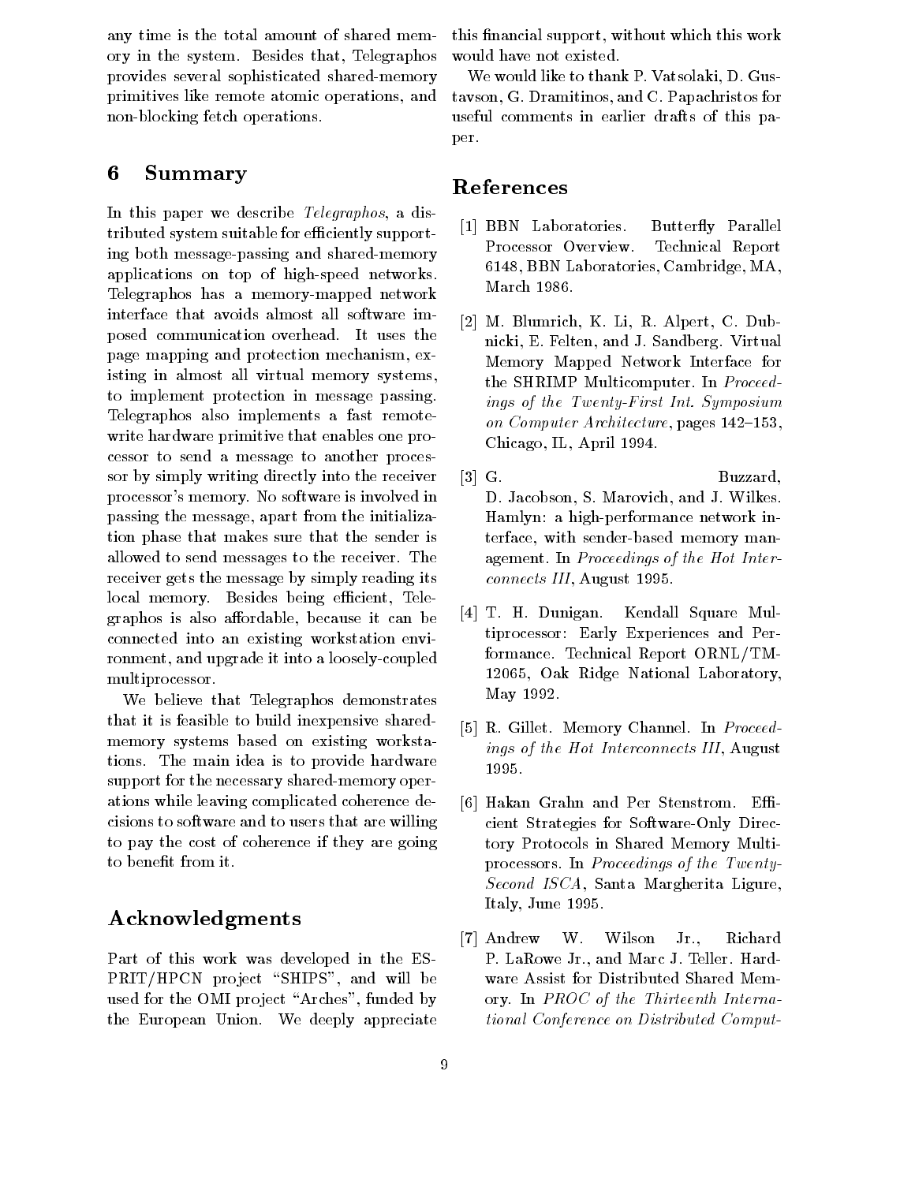any time is the total amount of shared memory in the system. Besides that, Telegraphos provides several sophisticated shared-memory primitives like remote atomic operations, and non-blocking fetch operations.

## 6 Summary

In this paper we describe *Telegraphos*, a distributed system suitable for efficiently supporting both message-passing and shared-memory applications on top of high-speed networks. Telegraphos has a memory-mapped network interface that avoids almost all software imposed communication overhead. It uses the page mapping and protection mechanism, existing in almost all virtual memory systems, to implement protection in message passing. Telegraphos also implements a fast remote-write hardware primitive that enables one processor to send a message to another processor by simply writing directly into the receiver processor's memory. No software is involved in passing the message, apart from the initialization phase that makes sure that the sender is allowed to send messages to the receiver. The receiver gets the message by simply reading its local memory. Besides being efficient, Telegraphos is also affordable, because it can be connected into an existing workstation environment, and upgrade it into a loosely-coupled multiprocessor.

We believe that Telegraphos demonstrates that it is feasible to build inexpensive shared-memory systems based on existing workstations. The main idea is to provide hardware support for the necessary shared-memory operations while leaving complicated coherence decisions to software and to users that are willing to pay the cost of coherence if they are going to benefit from it.

## Acknowledgments

Part of this work was developed in the ESPRIT/HPCN project "SHIPS", and will be used for the OMI project "Arches", funded by the European Union. We deeply appreciate this financial support, without which this work would have not existed.

We would like to thank P. Vatsolaki, D. Gustavson, G. Dramitinos, and C. Papachristos for useful comments in earlier drafts of this paper.

## References

[1] BBN Laboratories. Butterfly Parallel Processor Overview. Technical Report 6148, BBN Laboratories, Cambridge, MA, March 1986.

[2] M. Blumrich, K. Li, R. Alpert, C. Dubnicki, E. Felten, and J. Sandberg. Virtual Memory Mapped Network Interface for the SHRIMP Multicomputer. In *Proceedings of the Twenty-First Int. Symposium on Computer Architecture*, pages 142–153, Chicago, IL, April 1994.

[3] G. Buzzard, D. Jacobson, S. Marovich, and J. Wilkes. Hamlyn: a high-performance network interface, with sender-based memory management. In *Proceedings of the Hot Interconnects III*, August 1995.

[4] T. H. Dunigan. Kendall Square Multiprocessor: Early Experiences and Performance. Technical Report ORNL/TM-12065, Oak Ridge National Laboratory, May 1992.

[5] R. Gillet. Memory Channel. In *Proceedings of the Hot Interconnects III*, August 1995.

[6] Hakan Grahn and Per Stenstrom. Efficient Strategies for Software-Only Directory Protocols in Shared Memory Multiprocessors. In *Proceedings of the Twenty-Second ISCA*, Santa Margherita Ligure, Italy, June 1995.

[7] Andrew W. Wilson Jr., Richard P. LaRowe Jr., and Marc J. Teller. Hardware Assist for Distributed Shared Memory. In *PROC of the Thirteenth International Conference on Distributed Comput-*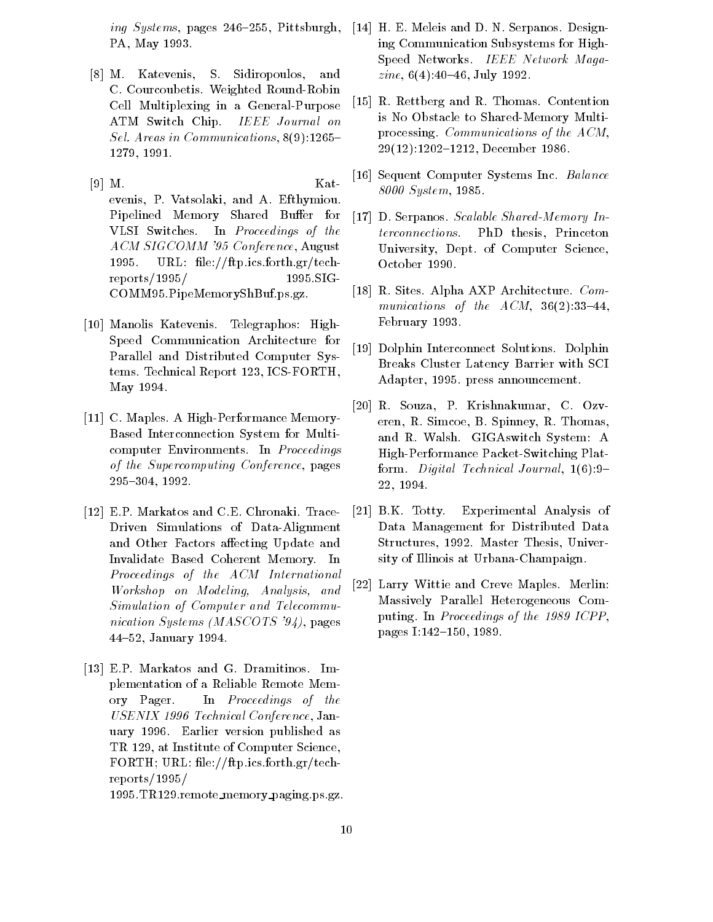*ing Systems*, pages 246–255, Pittsburgh, PA, May 1993.

[8] M. Katevenis, S. Sidiropoulos, and C. Courcoubetis. Weighted Round-Robin Cell Multiplexing in a General-Purpose ATM Switch Chip. *IEEE Journal on Sel. Areas in Communications*, 8(9):1265–1279, 1991.

[9] M. Katevenis, P. Vatsolaki, and A. Efthymiou. Pipelined Memory Shared Buffer for VLSI Switches. In *Proceedings of the ACM SIGCOMM '95 Conference*, August 1995. URL: file://ftp.ics.forth.gr/tech-reports/1995/ 1995.SIGCOMM95.PipeMemoryShBuf.ps.gz.

[10] Manolis Katevenis. Telegraphos: High-Speed Communication Architecture for Parallel and Distributed Computer Systems. Technical Report 123, ICS-FORTH, May 1994.

[11] C. Maples. A High-Performance Memory-Based Interconnection System for Multicomputer Environments. In *Proceedings of the Supercomputing Conference*, pages 295–304, 1992.

[12] E.P. Markatos and C.E. Chronaki. Trace-Driven Simulations of Data-Alignment and Other Factors affecting Update and Invalidate Based Coherent Memory. In *Proceedings of the ACM International Workshop on Modeling, Analysis, and Simulation of Computer and Telecommunication Systems (MASCOTS '94)*, pages 44–52, January 1994.

[13] E.P. Markatos and G. Dramitinos. Implementation of a Reliable Remote Memory Pager. In *Proceedings of the USENIX 1996 Technical Conference*, January 1996. Earlier version published as TR 129, at Institute of Computer Science, FORTH; URL: file://ftp.ics.forth.gr/tech-reports/1995/ 1995.TR129.remote_memory_paging.ps.gz.

[14] H. E. Meleis and D. N. Serpanos. Designing Communication Subsystems for High-Speed Networks. *IEEE Network Magazine*, 6(4):40–46, July 1992.

[15] R. Rettberg and R. Thomas. Contention is No Obstacle to Shared-Memory Multiprocessing. *Communications of the ACM*, 29(12):1202–1212, December 1986.

[16] Sequent Computer Systems Inc. *Balance 8000 System*, 1985.

[17] D. Serpanos. *Scalable Shared-Memory Interconnections.* PhD thesis, Princeton University, Dept. of Computer Science, October 1990.

[18] R. Sites. Alpha AXP Architecture. *Communications of the ACM*, 36(2):33–44, February 1993.

[19] Dolphin Interconnect Solutions. Dolphin Breaks Cluster Latency Barrier with SCI Adapter, 1995. press announcement.

[20] R. Souza, P. Krishnakumar, C. Ozveren, R. Simcoe, B. Spinney, R. Thomas, and R. Walsh. GIGAswitch System: A High-Performance Packet-Switching Platform. *Digital Technical Journal*, 1(6):9–22, 1994.

[21] B.K. Totty. Experimental Analysis of Data Management for Distributed Data Structures, 1992. Master Thesis, University of Illinois at Urbana-Champaign.

[22] Larry Wittie and Creve Maples. Merlin: Massively Parallel Heterogeneous Computing. In *Proceedings of the 1989 ICPP*, pages I:142–150, 1989.